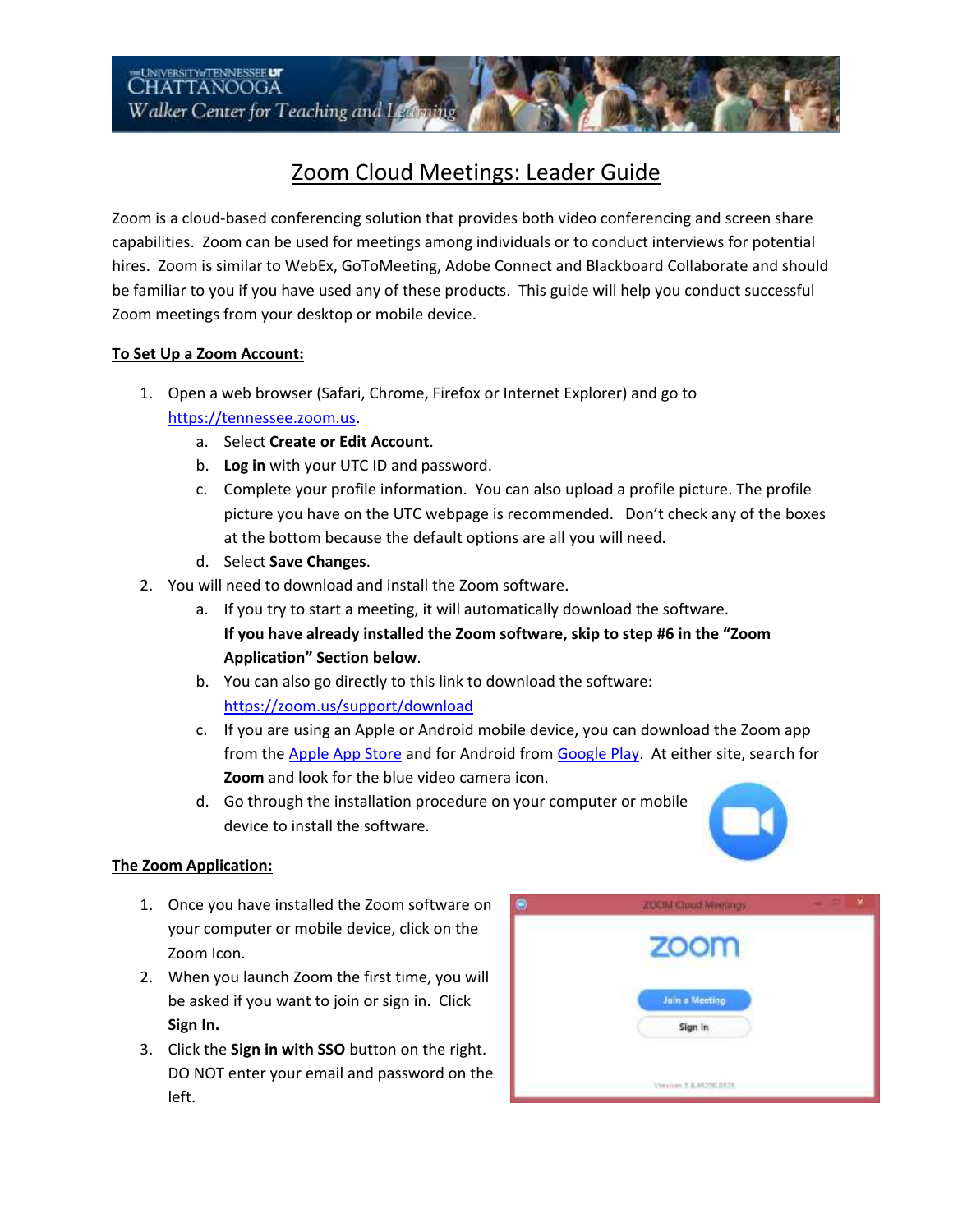# Zoom Cloud Meetings: Leader Guide

Zoom is a cloud-based conferencing solution that provides both video conferencing and screen share capabilities. Zoom can be used for meetings among individuals or to conduct interviews for potential hires. Zoom is similar to WebEx, GoToMeeting, Adobe Connect and Blackboard Collaborate and should be familiar to you if you have used any of these products. This guide will help you conduct successful Zoom meetings from your desktop or mobile device.

**To Set Up a Zoom Account:**

1. Open a web browser (Safari, Chrome, Firefox or Internet Explorer) and go to https://tennessee.zoom.us.
   a. Select **Create or Edit Account**.
   b. **Log in** with your UTC ID and password.
   c. Complete your profile information. You can also upload a profile picture. The profile picture you have on the UTC webpage is recommended. Don't check any of the boxes at the bottom because the default options are all you will need.
   d. Select **Save Changes**.
2. You will need to download and install the Zoom software.
   a. If you try to start a meeting, it will automatically download the software. **If you have already installed the Zoom software, skip to step #6 in the "Zoom Application" Section below**.
   b. You can also go directly to this link to download the software: https://zoom.us/support/download
   c. If you are using an Apple or Android mobile device, you can download the Zoom app from the Apple App Store and for Android from Google Play. At either site, search for **Zoom** and look for the blue video camera icon.
   d. Go through the installation procedure on your computer or mobile device to install the software.

**The Zoom Application:**

1. Once you have installed the Zoom software on your computer or mobile device, click on the Zoom Icon.
2. When you launch Zoom the first time, you will be asked if you want to join or sign in. Click **Sign In.**
3. Click the **Sign in with SSO** button on the right. DO NOT enter your email and password on the left.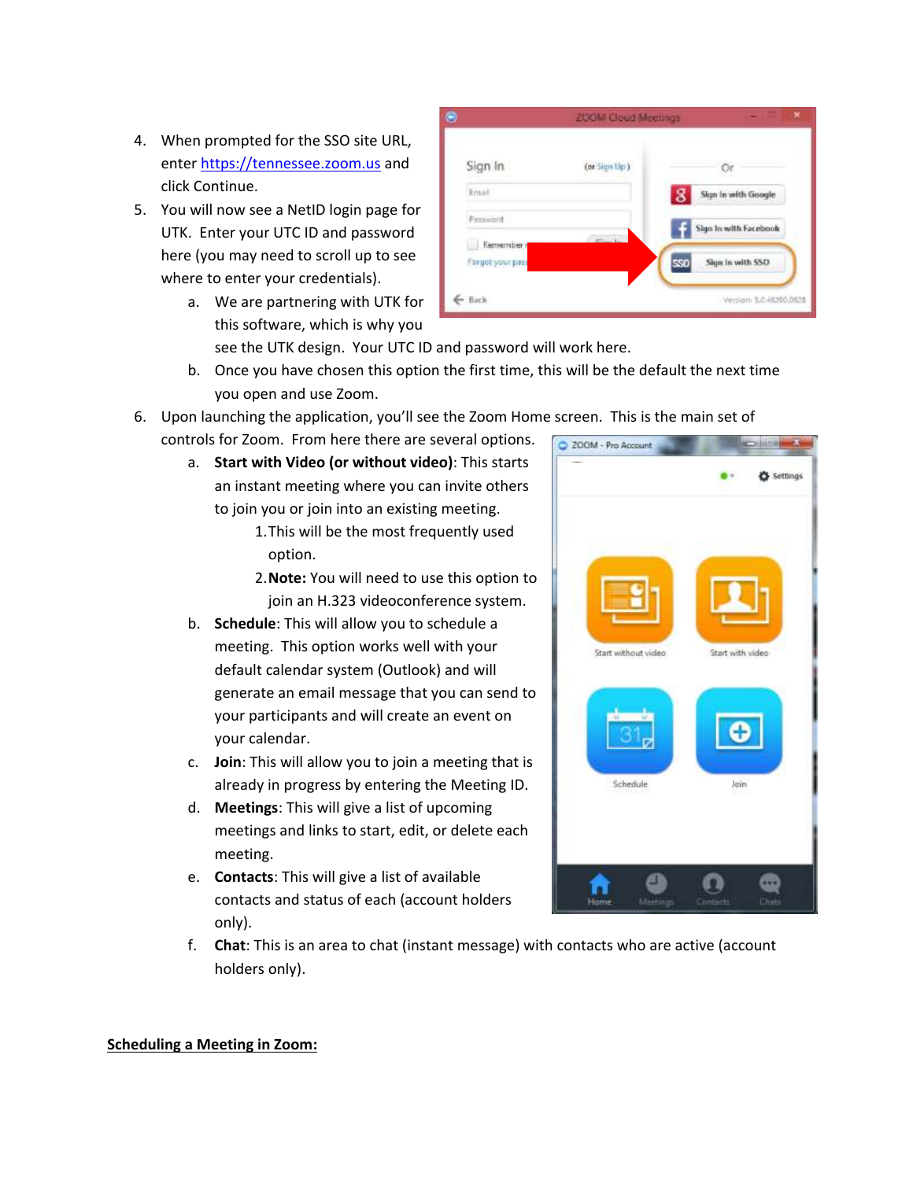4. When prompted for the SSO site URL, enter https://tennessee.zoom.us and click Continue.
5. You will now see a NetID login page for UTK. Enter your UTC ID and password here (you may need to scroll up to see where to enter your credentials).
    a. We are partnering with UTK for this software, which is why you see the UTK design. Your UTC ID and password will work here.
    b. Once you have chosen this option the first time, this will be the default the next time you open and use Zoom.
6. Upon launching the application, you'll see the Zoom Home screen. This is the main set of controls for Zoom. From here there are several options.
    a. **Start with Video (or without video)**: This starts an instant meeting where you can invite others to join you or join into an existing meeting.
        1. This will be the most frequently used option.
        2. **Note:** You will need to use this option to join an H.323 videoconference system.
    b. **Schedule**: This will allow you to schedule a meeting. This option works well with your default calendar system (Outlook) and will generate an email message that you can send to your participants and will create an event on your calendar.
    c. **Join**: This will allow you to join a meeting that is already in progress by entering the Meeting ID.
    d. **Meetings**: This will give a list of upcoming meetings and links to start, edit, or delete each meeting.
    e. **Contacts**: This will give a list of available contacts and status of each (account holders only).
    f. **Chat**: This is an area to chat (instant message) with contacts who are active (account holders only).

**<u>Scheduling a Meeting in Zoom:</u>**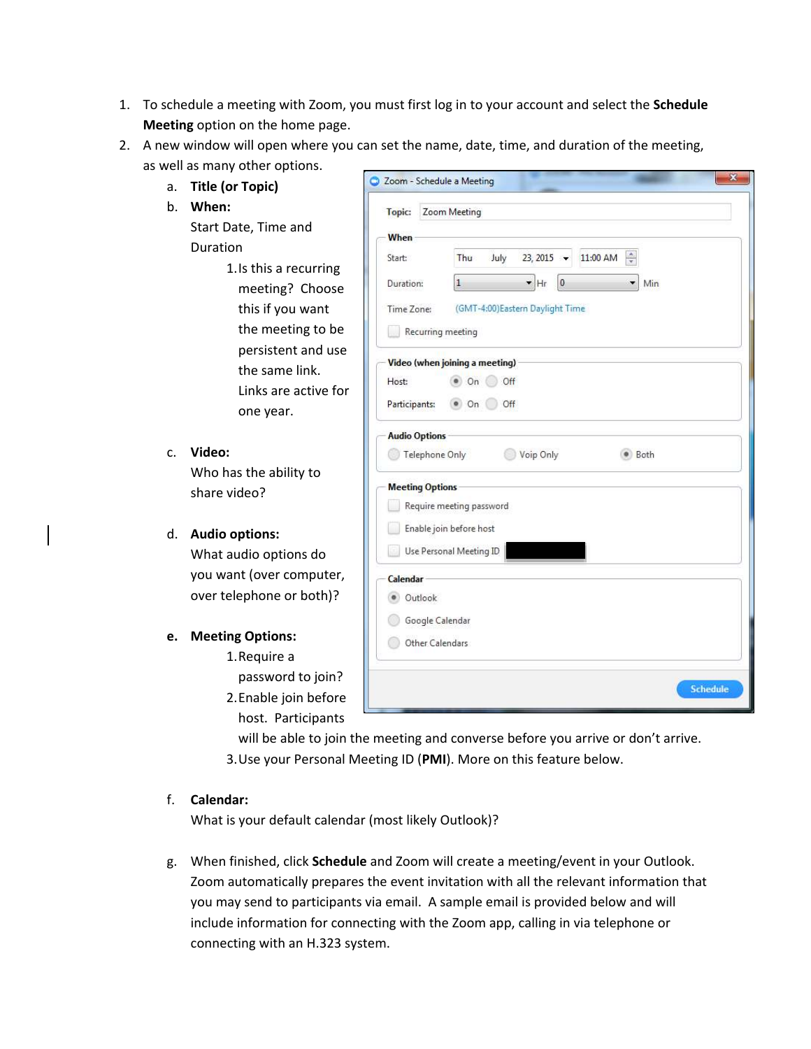1. To schedule a meeting with Zoom, you must first log in to your account and select the **Schedule Meeting** option on the home page.
2. A new window will open where you can set the name, date, time, and duration of the meeting, as well as many other options.
   a. **Title (or Topic)**
   b. **When:** Start Date, Time and Duration
      1. Is this a recurring meeting? Choose this if you want the meeting to be persistent and use the same link. Links are active for one year.
   c. **Video:** Who has the ability to share video?
   d. **Audio options:** What audio options do you want (over computer, over telephone or both)?
   e. **Meeting Options:**
      1. Require a password to join?
      2. Enable join before host. Participants will be able to join the meeting and converse before you arrive or don't arrive.
      3. Use your Personal Meeting ID (**PMI**). More on this feature below.
   f. **Calendar:** What is your default calendar (most likely Outlook)?
   g. When finished, click **Schedule** and Zoom will create a meeting/event in your Outlook. Zoom automatically prepares the event invitation with all the relevant information that you may send to participants via email. A sample email is provided below and will include information for connecting with the Zoom app, calling in via telephone or connecting with an H.323 system.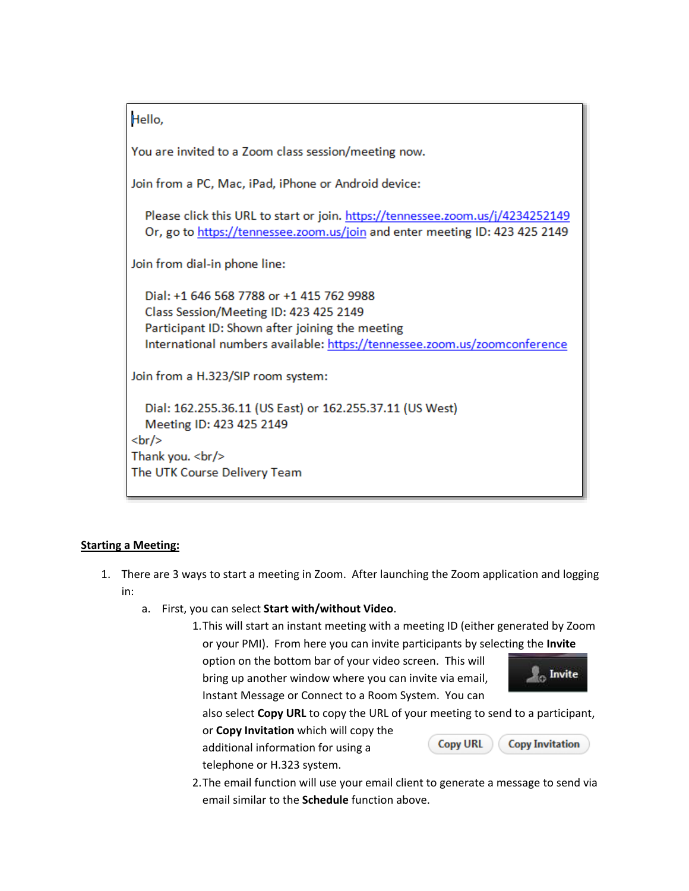Hello,

You are invited to a Zoom class session/meeting now.

Join from a PC, Mac, iPad, iPhone or Android device:

Please click this URL to start or join. https://tennessee.zoom.us/j/4234252149
Or, go to https://tennessee.zoom.us/join and enter meeting ID: 423 425 2149

Join from dial-in phone line:

Dial: +1 646 568 7788 or +1 415 762 9988
Class Session/Meeting ID: 423 425 2149
Participant ID: Shown after joining the meeting
International numbers available: https://tennessee.zoom.us/zoomconference

Join from a H.323/SIP room system:

Dial: 162.255.36.11 (US East) or 162.255.37.11 (US West)
Meeting ID: 423 425 2149
<br/>
Thank you. <br/>
The UTK Course Delivery Team

**Starting a Meeting:**

1. There are 3 ways to start a meeting in Zoom. After launching the Zoom application and logging in:
   a. First, you can select **Start with/without Video**.
      1. This will start an instant meeting with a meeting ID (either generated by Zoom or your PMI). From here you can invite participants by selecting the **Invite** option on the bottom bar of your video screen. This will bring up another window where you can invite via email, Instant Message or Connect to a Room System. You can also select **Copy URL** to copy the URL of your meeting to send to a participant, or **Copy Invitation** which will copy the additional information for using a telephone or H.323 system.
      2. The email function will use your email client to generate a message to send via email similar to the **Schedule** function above.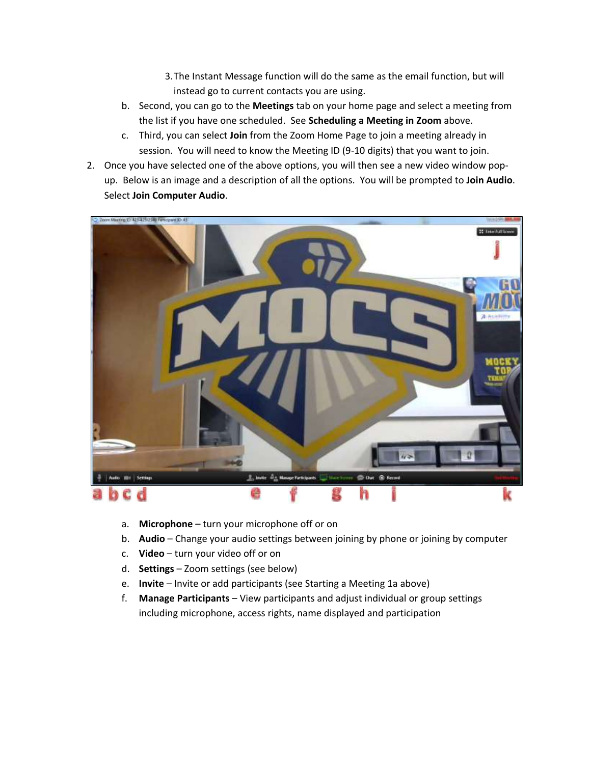3. The Instant Message function will do the same as the email function, but will instead go to current contacts you are using.

b. Second, you can go to the **Meetings** tab on your home page and select a meeting from the list if you have one scheduled. See **Scheduling a Meeting in Zoom** above.

c. Third, you can select **Join** from the Zoom Home Page to join a meeting already in session. You will need to know the Meeting ID (9-10 digits) that you want to join.

2. Once you have selected one of the above options, you will then see a new video window pop-up. Below is an image and a description of all the options. You will be prompted to **Join Audio**. Select **Join Computer Audio**.

   a. **Microphone** – turn your microphone off or on
   b. **Audio** – Change your audio settings between joining by phone or joining by computer
   c. **Video** – turn your video off or on
   d. **Settings** – Zoom settings (see below)
   e. **Invite** – Invite or add participants (see Starting a Meeting 1a above)
   f. **Manage Participants** – View participants and adjust individual or group settings including microphone, access rights, name displayed and participation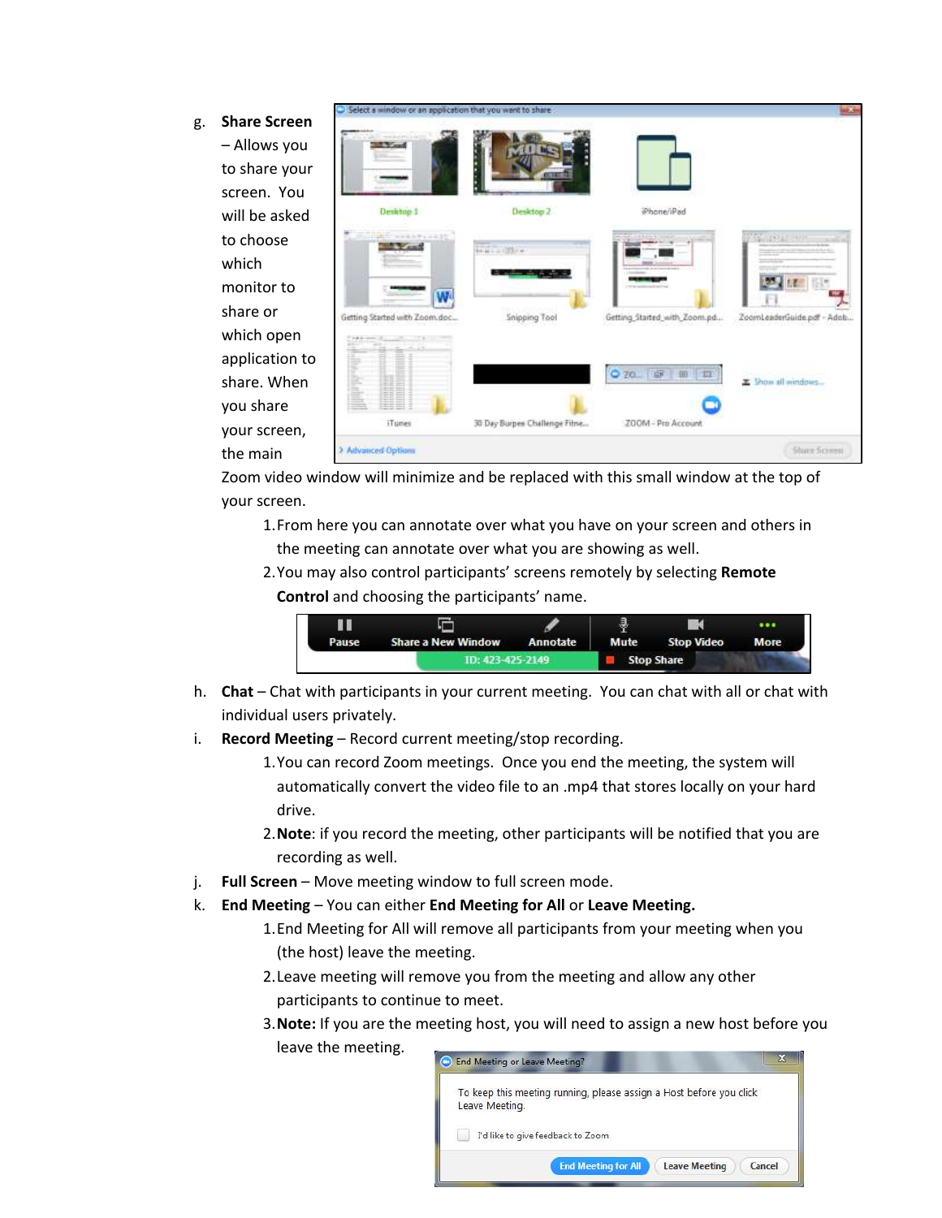g. **Share Screen** – Allows you to share your screen. You will be asked to choose which monitor to share or which open application to share. When you share your screen, the main Zoom video window will minimize and be replaced with this small window at the top of your screen.

   1. From here you can annotate over what you have on your screen and others in the meeting can annotate over what you are showing as well.
   2. You may also control participants' screens remotely by selecting **Remote Control** and choosing the participants' name.

h. **Chat** – Chat with participants in your current meeting. You can chat with all or chat with individual users privately.

i. **Record Meeting** – Record current meeting/stop recording.

   1. You can record Zoom meetings. Once you end the meeting, the system will automatically convert the video file to an .mp4 that stores locally on your hard drive.
   2. **Note**: if you record the meeting, other participants will be notified that you are recording as well.

j. **Full Screen** – Move meeting window to full screen mode.

k. **End Meeting** – You can either **End Meeting for All** or **Leave Meeting.**

   1. End Meeting for All will remove all participants from your meeting when you (the host) leave the meeting.
   2. Leave meeting will remove you from the meeting and allow any other participants to continue to meet.
   3. **Note:** If you are the meeting host, you will need to assign a new host before you leave the meeting.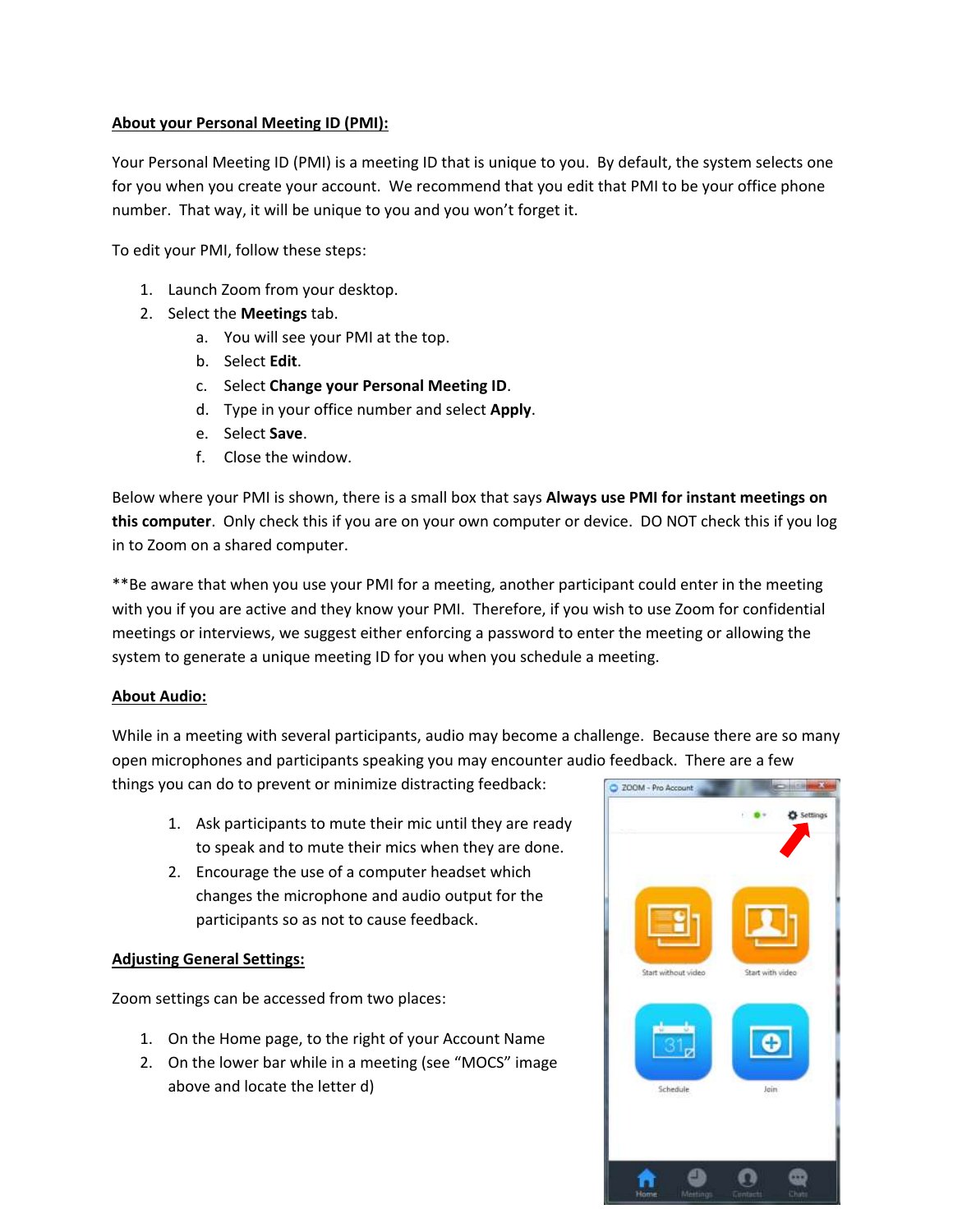**About your Personal Meeting ID (PMI):**

Your Personal Meeting ID (PMI) is a meeting ID that is unique to you. By default, the system selects one for you when you create your account. We recommend that you edit that PMI to be your office phone number. That way, it will be unique to you and you won't forget it.

To edit your PMI, follow these steps:

1. Launch Zoom from your desktop.
2. Select the **Meetings** tab.
    a. You will see your PMI at the top.
    b. Select **Edit**.
    c. Select **Change your Personal Meeting ID**.
    d. Type in your office number and select **Apply**.
    e. Select **Save**.
    f. Close the window.

Below where your PMI is shown, there is a small box that says **Always use PMI for instant meetings on this computer**. Only check this if you are on your own computer or device. DO NOT check this if you log in to Zoom on a shared computer.

**Be aware that when you use your PMI for a meeting, another participant could enter in the meeting with you if you are active and they know your PMI. Therefore, if you wish to use Zoom for confidential meetings or interviews, we suggest either enforcing a password to enter the meeting or allowing the system to generate a unique meeting ID for you when you schedule a meeting.

**About Audio:**

While in a meeting with several participants, audio may become a challenge. Because there are so many open microphones and participants speaking you may encounter audio feedback. There are a few things you can do to prevent or minimize distracting feedback:

1. Ask participants to mute their mic until they are ready to speak and to mute their mics when they are done.
2. Encourage the use of a computer headset which changes the microphone and audio output for the participants so as not to cause feedback.

**Adjusting General Settings:**

Zoom settings can be accessed from two places:

1. On the Home page, to the right of your Account Name
2. On the lower bar while in a meeting (see "MOCS" image above and locate the letter d)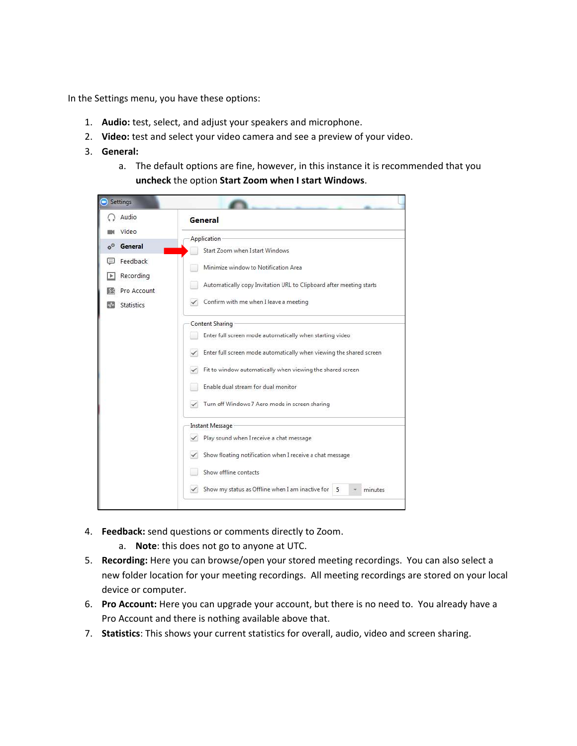In the Settings menu, you have these options:

1. **Audio:** test, select, and adjust your speakers and microphone.
2. **Video:** test and select your video camera and see a preview of your video.
3. **General:**
   a. The default options are fine, however, in this instance it is recommended that you **uncheck** the option **Start Zoom when I start Windows**.

4. **Feedback:** send questions or comments directly to Zoom.
   a. **Note**: this does not go to anyone at UTC.
5. **Recording:** Here you can browse/open your stored meeting recordings. You can also select a new folder location for your meeting recordings. All meeting recordings are stored on your local device or computer.
6. **Pro Account:** Here you can upgrade your account, but there is no need to. You already have a Pro Account and there is nothing available above that.
7. **Statistics**: This shows your current statistics for overall, audio, video and screen sharing.